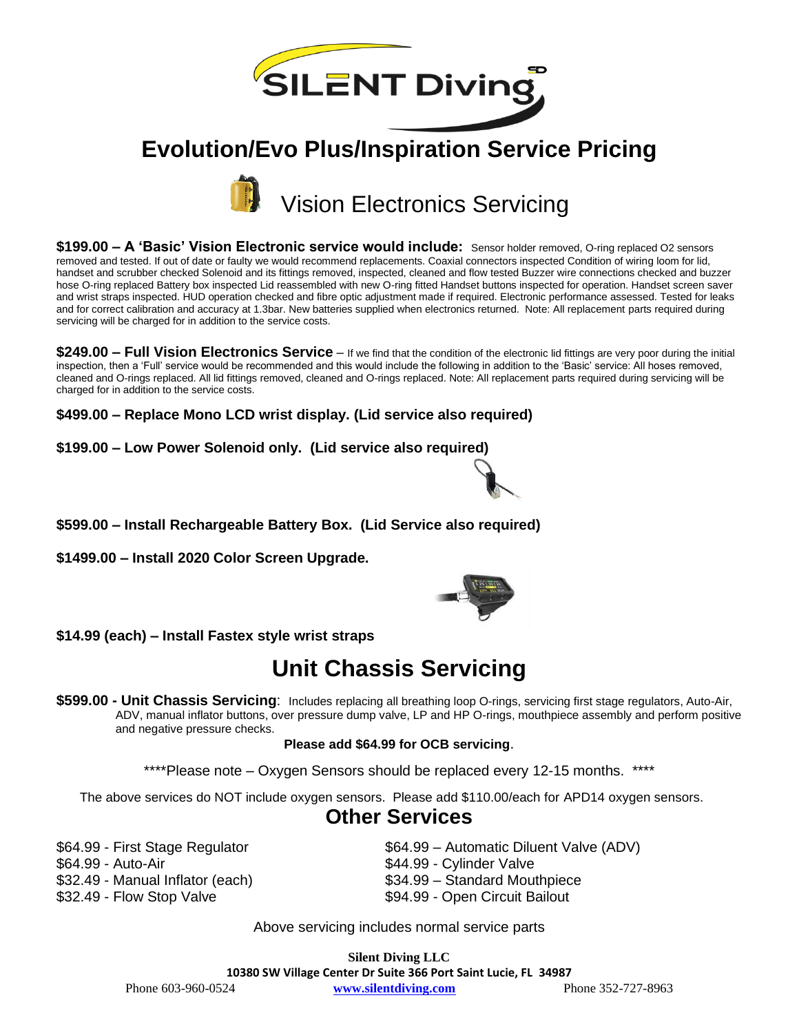# Evolution/Evo Plus/Inspiration Service Pricing

## Vision Electronics Servicing

**$199.00 – A 'Basic' Vision Electronic service would include:** Sensor holder removed, O-ring replaced O2 sensors removed and tested. If out of date or faulty we would recommend replacements. Coaxial connectors inspected Condition of wiring loom for lid, handset and scrubber checked Solenoid and its fittings removed, inspected, cleaned and flow tested Buzzer wire connections checked and buzzer hose O-ring replaced Battery box inspected Lid reassembled with new O-ring fitted Handset buttons inspected for operation. Handset screen saver and wrist straps inspected. HUD operation checked and fibre optic adjustment made if required. Electronic performance assessed. Tested for leaks and for correct calibration and accuracy at 1.3bar. New batteries supplied when electronics returned. Note: All replacement parts required during servicing will be charged for in addition to the service costs.

**$249.00 – Full Vision Electronics Service** – If we find that the condition of the electronic lid fittings are very poor during the initial inspection, then a 'Full' service would be recommended and this would include the following in addition to the 'Basic' service: All hoses removed, cleaned and O-rings replaced. All lid fittings removed, cleaned and O-rings replaced. Note: All replacement parts required during servicing will be charged for in addition to the service costs.

**$499.00 – Replace Mono LCD wrist display. (Lid service also required)**

**$199.00 – Low Power Solenoid only. (Lid service also required)**

**$599.00 – Install Rechargeable Battery Box. (Lid Service also required)**

**$1499.00 – Install 2020 Color Screen Upgrade.**

**$14.99 (each) – Install Fastex style wrist straps**

## Unit Chassis Servicing

**$599.00 - Unit Chassis Servicing**: Includes replacing all breathing loop O-rings, servicing first stage regulators, Auto-Air, ADV, manual inflator buttons, over pressure dump valve, LP and HP O-rings, mouthpiece assembly and perform positive and negative pressure checks.

**Please add $64.99 for OCB servicing**.

****Please note – Oxygen Sensors should be replaced every 12-15 months. ****

The above services do NOT include oxygen sensors. Please add $110.00/each for APD14 oxygen sensors.

## Other Services

$64.99 - First Stage Regulator
$64.99 - Auto-Air
$32.49 - Manual Inflator (each)
$32.49 - Flow Stop Valve
$64.99 – Automatic Diluent Valve (ADV)
$44.99 - Cylinder Valve
$34.99 – Standard Mouthpiece
$94.99 - Open Circuit Bailout

Above servicing includes normal service parts

**Silent Diving LLC**
**10380 SW Village Center Dr Suite 366 Port Saint Lucie, FL 34987**
Phone 603-960-0524 www.silentdiving.com Phone 352-727-8963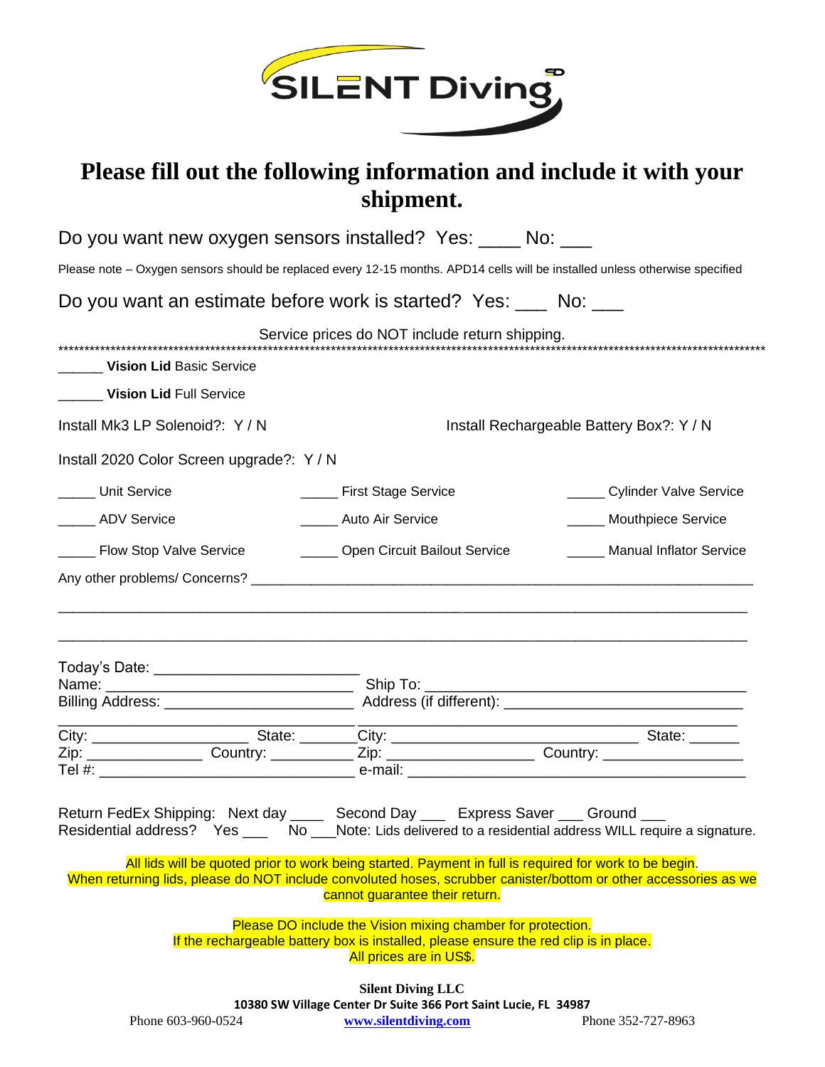SILENT Diving

# Please fill out the following information and include it with your shipment.

Do you want new oxygen sensors installed? Yes: ____ No: ___

Please note – Oxygen sensors should be replaced every 12-15 months. APD14 cells will be installed unless otherwise specified

Do you want an estimate before work is started? Yes: ___ No: ___

Service prices do NOT include return shipping.

******************************************************************************************************************************

______ **Vision Lid** Basic Service

______ **Vision Lid** Full Service

Install Mk3 LP Solenoid?: Y / N

Install Rechargeable Battery Box?: Y / N

Install 2020 Color Screen upgrade?: Y / N

| | | |
|---|---|---|
| _____ Unit Service | _____ First Stage Service | _____ Cylinder Valve Service |
| _____ ADV Service | _____ Auto Air Service | _____ Mouthpiece Service |
| _____ Flow Stop Valve Service | _____ Open Circuit Bailout Service | _____ Manual Inflator Service |

Any other problems/ Concerns? ____________________________________________________________________

_____________________________________________________________________________________________

_____________________________________________________________________________________________

Today's Date: _________________________

| | |
|---|---|
| Name: ______________________________ | Ship To: ______________________________________ |
| Billing Address: ______________________ | Address (if different): ____________________________ |
| ______________________________________ | ______________________________________________ |
| City: ___________________ State: _______ | City: ______________________________ State: ______ |
| Zip: ______________ Country: __________ | Zip: __________________ Country: ________________ |
| Tel #: ________________________________ | e-mail: __________________________________________ |

Return FedEx Shipping: Next day ____ Second Day ___ Express Saver ___ Ground ___

Residential address? Yes ___ No ___Note: Lids delivered to a residential address WILL require a signature.

All lids will be quoted prior to work being started. Payment in full is required for work to be begin.
When returning lids, please do NOT include convoluted hoses, scrubber canister/bottom or other accessories as we cannot guarantee their return.

Please DO include the Vision mixing chamber for protection.
If the rechargeable battery box is installed, please ensure the red clip is in place.
All prices are in US$.

**Silent Diving LLC**
**10380 SW Village Center Dr Suite 366 Port Saint Lucie, FL 34987**
Phone 603-960-0524 www.silentdiving.com Phone 352-727-8963